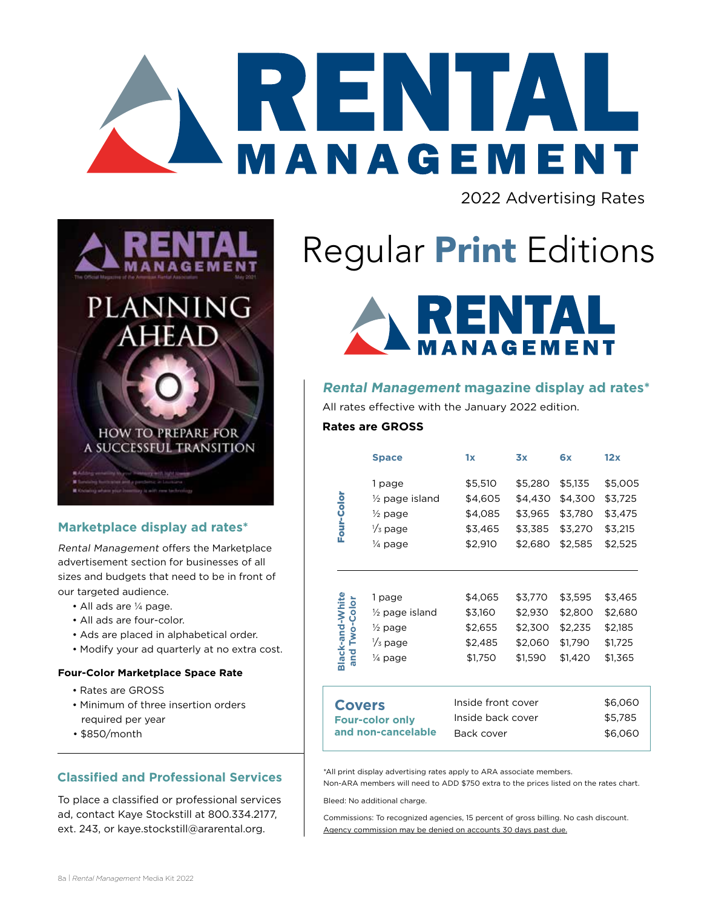# RENTAL MANAGEMENT

2022 Advertising Rates

## Regular **Print** Editions

### *Rental Management* magazine display ad rates*

All rates effective with the January 2022 edition.

**Rates are GROSS**

| | Space | 1x | 3x | 6x | 12x |
|---|---|---|---|---|---|
| Four-Color | 1 page | $5,510 | $5,280 | $5,135 | $5,005 |
| | ½ page island | $4,605 | $4,430 | $4,300 | $3,725 |
| | ½ page | $4,085 | $3,965 | $3,780 | $3,475 |
| | ⅓ page | $3,465 | $3,385 | $3,270 | $3,215 |
| | ¼ page | $2,910 | $2,680 | $2,585 | $2,525 |
| Black-and-White and Two-Color | 1 page | $4,065 | $3,770 | $3,595 | $3,465 |
| | ½ page island | $3,160 | $2,930 | $2,800 | $2,680 |
| | ½ page | $2,655 | $2,300 | $2,235 | $2,185 |
| | ⅓ page | $2,485 | $2,060 | $1,790 | $1,725 |
| | ¼ page | $1,750 | $1,590 | $1,420 | $1,365 |

**Covers**
**Four-color only and non-cancelable**

| Cover | Rate |
|---|---|
| Inside front cover | $6,060 |
| Inside back cover | $5,785 |
| Back cover | $6,060 |

*All print display advertising rates apply to ARA associate members. Non-ARA members will need to ADD $750 extra to the prices listed on the rates chart.

Bleed: No additional charge.

Commissions: To recognized agencies, 15 percent of gross billing. No cash discount. Agency commission may be denied on accounts 30 days past due.

### Marketplace display ad rates*

*Rental Management* offers the Marketplace advertisement section for businesses of all sizes and budgets that need to be in front of our targeted audience.

- All ads are ¼ page.
- All ads are four-color.
- Ads are placed in alphabetical order.
- Modify your ad quarterly at no extra cost.

**Four-Color Marketplace Space Rate**

- Rates are GROSS
- Minimum of three insertion orders required per year
- $850/month

### Classified and Professional Services

To place a classified or professional services ad, contact Kaye Stockstill at 800.334.2177, ext. 243, or kaye.stockstill@ararental.org.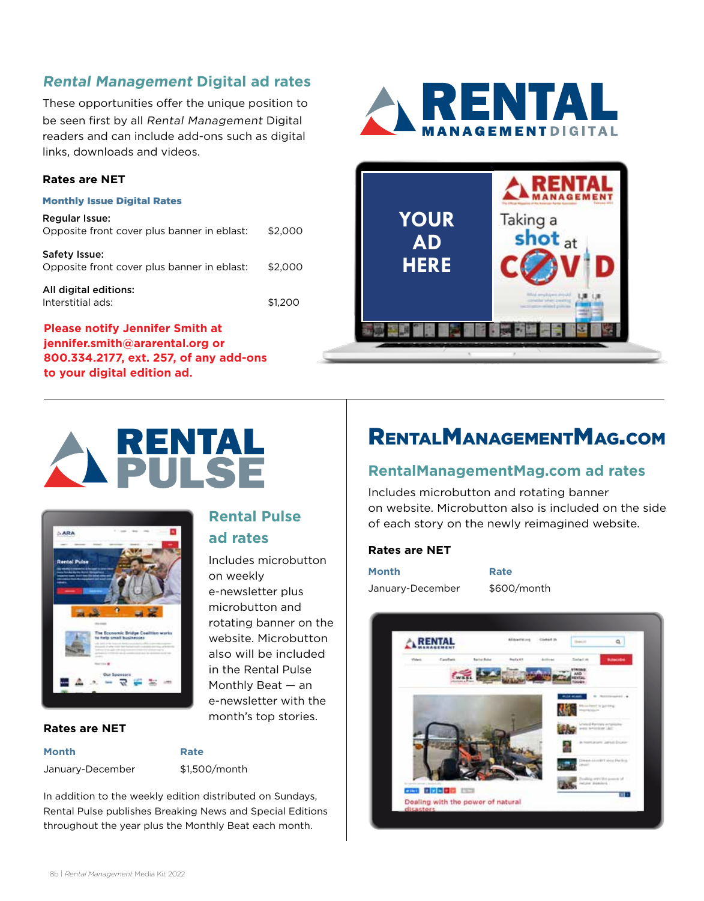## *Rental Management* Digital ad rates

These opportunities offer the unique position to be seen first by all *Rental Management* Digital readers and can include add-ons such as digital links, downloads and videos.

**Rates are NET**

**Monthly Issue Digital Rates**

| | |
|---|---|
| **Regular Issue:** | |
| Opposite front cover plus banner in eblast: | $2,000 |
| **Safety Issue:** | |
| Opposite front cover plus banner in eblast: | $2,000 |
| **All digital editions:** | |
| Interstitial ads: | $1,200 |

**Please notify Jennifer Smith at jennifer.smith@ararental.org or 800.334.2177, ext. 257, of any add-ons to your digital edition ad.**

## Rental Pulse ad rates

Includes microbutton on weekly e-newsletter plus microbutton and rotating banner on the website. Microbutton also will be included in the Rental Pulse Monthly Beat — an e-newsletter with the month's top stories.

**Rates are NET**

| Month | Rate |
|---|---|
| January-December | $1,500/month |

In addition to the weekly edition distributed on Sundays, Rental Pulse publishes Breaking News and Special Editions throughout the year plus the Monthly Beat each month.

# RentalManagementMag.com

## RentalManagementMag.com ad rates

Includes microbutton and rotating banner on website. Microbutton also is included on the side of each story on the newly reimagined website.

**Rates are NET**

| Month | Rate |
|---|---|
| January-December | $600/month |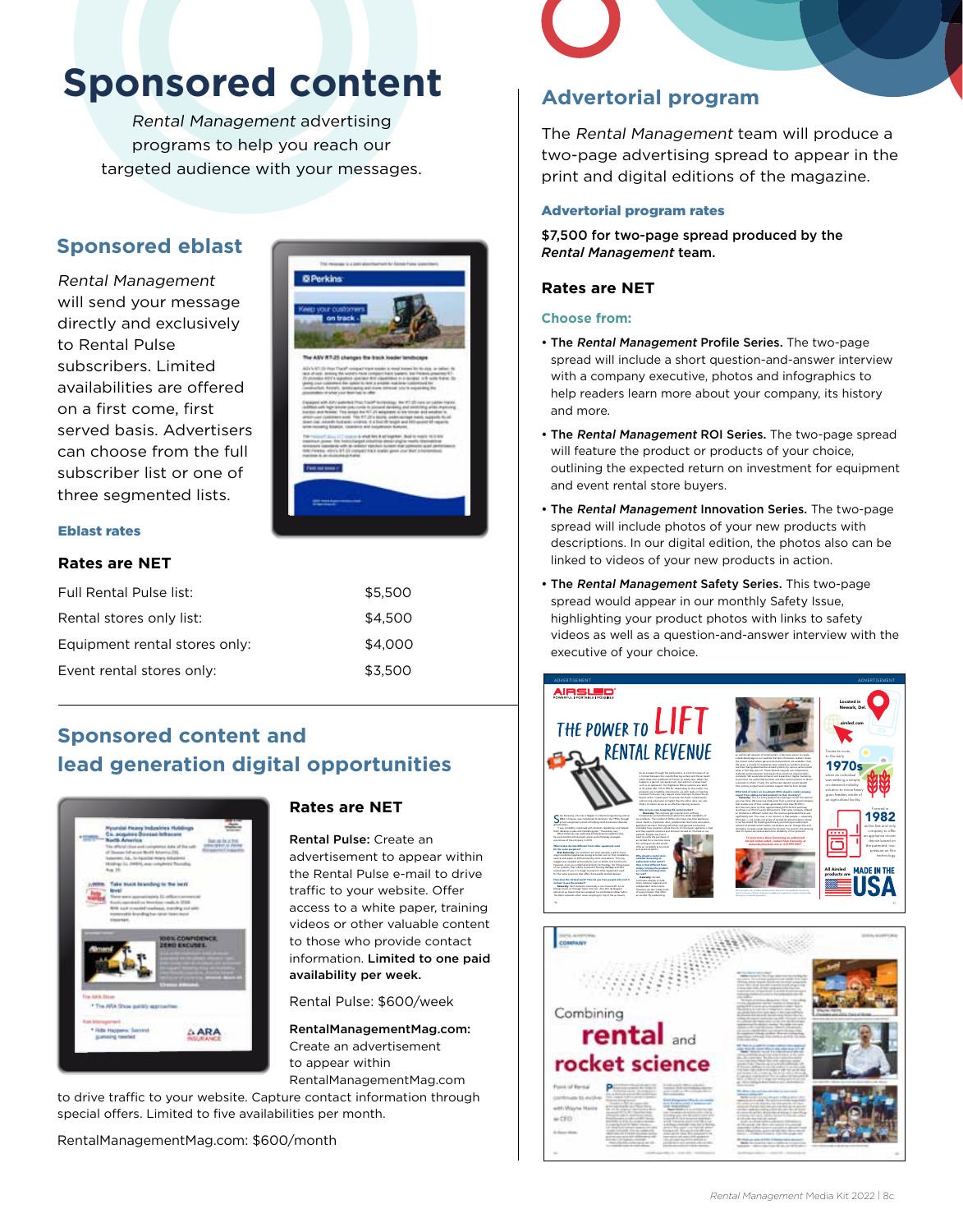# Sponsored content

*Rental Management* advertising programs to help you reach our targeted audience with your messages.

## Sponsored eblast

*Rental Management* will send your message directly and exclusively to Rental Pulse subscribers. Limited availabilities are offered on a first come, first served basis. Advertisers can choose from the full subscriber list or one of three segmented lists.

### Eblast rates

**Rates are NET**

| | |
|---|---|
| Full Rental Pulse list: | $5,500 |
| Rental stores only list: | $4,500 |
| Equipment rental stores only: | $4,000 |
| Event rental stores only: | $3,500 |

## Sponsored content and lead generation digital opportunities

**Rates are NET**

**Rental Pulse:** Create an advertisement to appear within the Rental Pulse e-mail to drive traffic to your website. Offer access to a white paper, training videos or other valuable content to those who provide contact information. **Limited to one paid availability per week.**

Rental Pulse: $600/week

**RentalManagementMag.com:** Create an advertisement to appear within RentalManagementMag.com to drive traffic to your website. Capture contact information through special offers. Limited to five availabilities per month.

RentalManagementMag.com: $600/month

## Advertorial program

The *Rental Management* team will produce a two-page advertising spread to appear in the print and digital editions of the magazine.

### Advertorial program rates

**$7,500 for two-page spread produced by the *Rental Management* team.**

**Rates are NET**

### Choose from:

- **The *Rental Management* Profile Series.** The two-page spread will include a short question-and-answer interview with a company executive, photos and infographics to help readers learn more about your company, its history and more.
- **The *Rental Management* ROI Series.** The two-page spread will feature the product or products of your choice, outlining the expected return on investment for equipment and event rental store buyers.
- **The *Rental Management* Innovation Series.** The two-page spread will include photos of your new products with descriptions. In our digital edition, the photos also can be linked to videos of your new products in action.
- **The *Rental Management* Safety Series.** This two-page spread would appear in our monthly Safety Issue, highlighting your product photos with links to safety videos as well as a question-and-answer interview with the executive of your choice.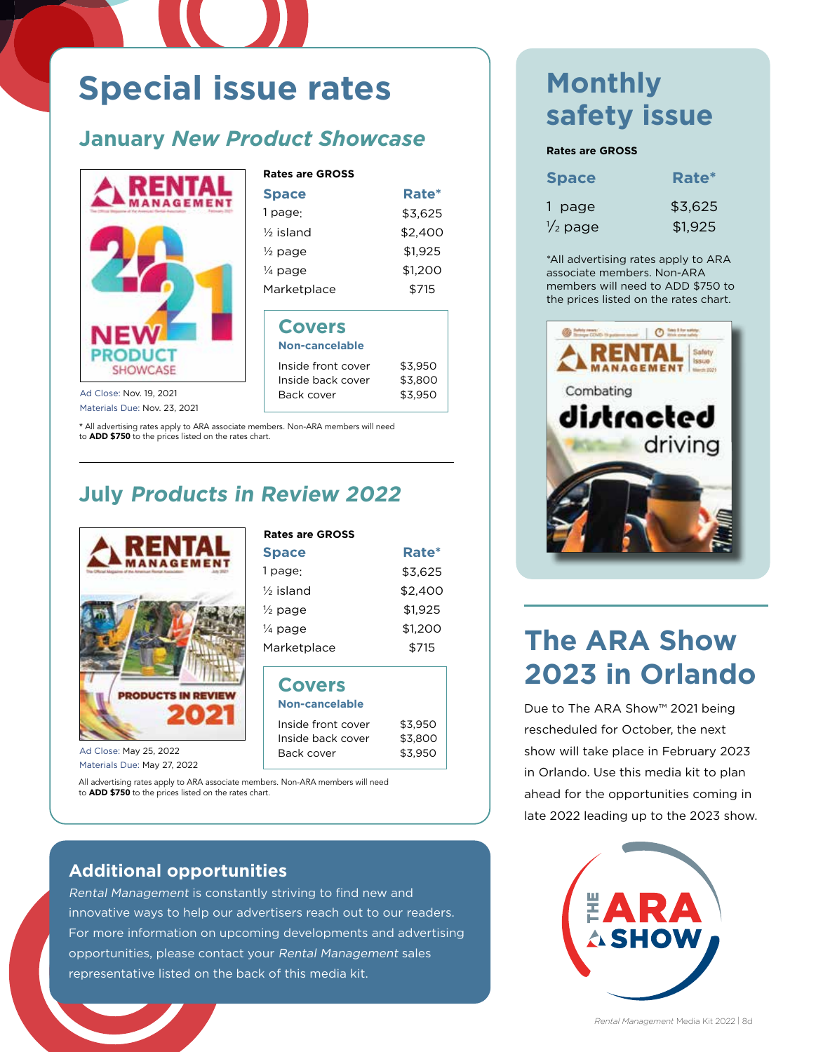# Special issue rates

## January *New Product Showcase*

Ad Close: Nov. 19, 2021
Materials Due: Nov. 23, 2021

**Rates are GROSS**

| Space | Rate* |
|---|---|
| 1 page: | $3,625 |
| ½ island | $2,400 |
| ½ page | $1,925 |
| ¼ page | $1,200 |
| Marketplace | $715 |

### Covers

**Non-cancelable**

| | |
|---|---|
| Inside front cover | $3,950 |
| Inside back cover | $3,800 |
| Back cover | $3,950 |

* All advertising rates apply to ARA associate members. Non-ARA members will need to **ADD $750** to the prices listed on the rates chart.

## July *Products in Review 2022*

Ad Close: May 25, 2022
Materials Due: May 27, 2022

**Rates are GROSS**

| Space | Rate* |
|---|---|
| 1 page: | $3,625 |
| ½ island | $2,400 |
| ½ page | $1,925 |
| ¼ page | $1,200 |
| Marketplace | $715 |

### Covers

**Non-cancelable**

| | |
|---|---|
| Inside front cover | $3,950 |
| Inside back cover | $3,800 |
| Back cover | $3,950 |

All advertising rates apply to ARA associate members. Non-ARA members will need to **ADD $750** to the prices listed on the rates chart.

## Additional opportunities

*Rental Management* is constantly striving to find new and innovative ways to help our advertisers reach out to our readers. For more information on upcoming developments and advertising opportunities, please contact your *Rental Management* sales representative listed on the back of this media kit.

# Monthly safety issue

**Rates are GROSS**

| Space | Rate* |
|---|---|
| 1 page | $3,625 |
| ½ page | $1,925 |

*All advertising rates apply to ARA associate members. Non-ARA members will need to ADD $750 to the prices listed on the rates chart.

# The ARA Show 2023 in Orlando

Due to The ARA Show™ 2021 being rescheduled for October, the next show will take place in February 2023 in Orlando. Use this media kit to plan ahead for the opportunities coming in late 2022 leading up to the 2023 show.